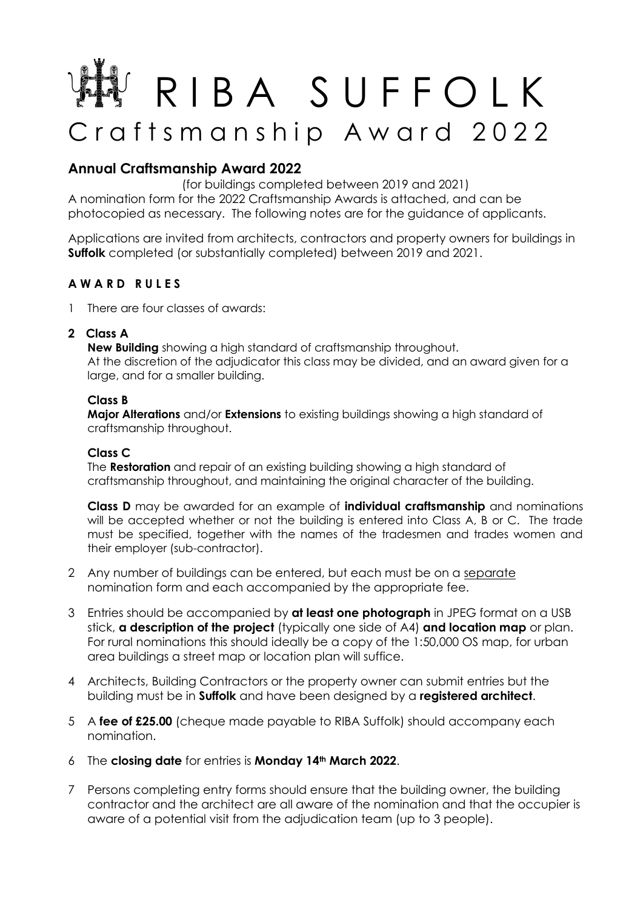# RIBA SUFFOLK

## Craftsmanship Award 2022

### Annual Craftsmanship Award 2022

(for buildings completed between 2019 and 2021)

A nomination form for the 2022 Craftsmanship Awards is attached, and can be photocopied as necessary. The following notes are for the guidance of applicants.

Applications are invited from architects, contractors and property owners for buildings in **Suffolk** completed (or substantially completed) between 2019 and 2021.

#### AWARD RULES

1 There are four classes of awards:

**2 Class A**

**New Building** showing a high standard of craftsmanship throughout.
At the discretion of the adjudicator this class may be divided, and an award given for a large, and for a smaller building.

**Class B**

**Major Alterations** and/or **Extensions** to existing buildings showing a high standard of craftsmanship throughout.

**Class C**

The **Restoration** and repair of an existing building showing a high standard of craftsmanship throughout, and maintaining the original character of the building.

**Class D** may be awarded for an example of **individual craftsmanship** and nominations will be accepted whether or not the building is entered into Class A, B or C. The trade must be specified, together with the names of the tradesmen and trades women and their employer (sub-contractor).

2 Any number of buildings can be entered, but each must be on a separate nomination form and each accompanied by the appropriate fee.

3 Entries should be accompanied by **at least one photograph** in JPEG format on a USB stick, **a description of the project** (typically one side of A4) **and location map** or plan. For rural nominations this should ideally be a copy of the 1:50,000 OS map, for urban area buildings a street map or location plan will suffice.

4 Architects, Building Contractors or the property owner can submit entries but the building must be in **Suffolk** and have been designed by a **registered architect**.

5 A **fee of £25.00** (cheque made payable to RIBA Suffolk) should accompany each nomination.

6 The **closing date** for entries is **Monday 14th March 2022**.

7 Persons completing entry forms should ensure that the building owner, the building contractor and the architect are all aware of the nomination and that the occupier is aware of a potential visit from the adjudication team (up to 3 people).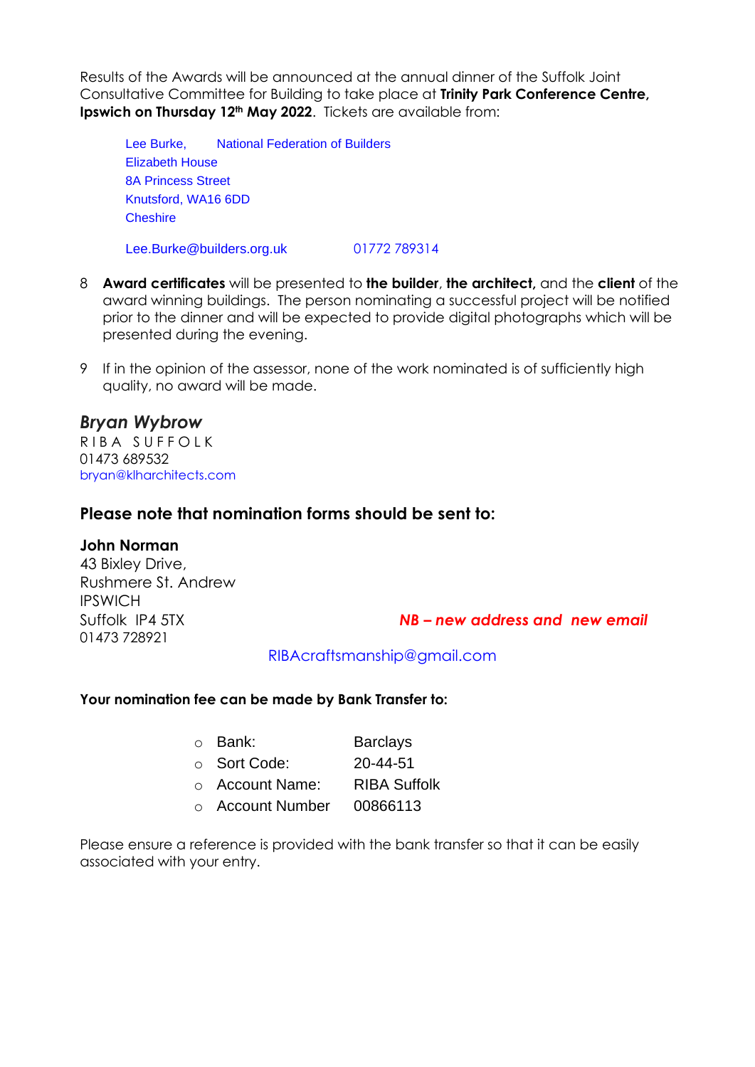Results of the Awards will be announced at the annual dinner of the Suffolk Joint Consultative Committee for Building to take place at **Trinity Park Conference Centre, Ipswich on Thursday 12th May 2022**. Tickets are available from:

> Lee Burke, National Federation of Builders
> Elizabeth House
> 8A Princess Street
> Knutsford, WA16 6DD
> Cheshire
>
> Lee.Burke@builders.org.uk 01772 789314

8. **Award certificates** will be presented to **the builder**, **the architect,** and the **client** of the award winning buildings. The person nominating a successful project will be notified prior to the dinner and will be expected to provide digital photographs which will be presented during the evening.

9. If in the opinion of the assessor, none of the work nominated is of sufficiently high quality, no award will be made.

***Bryan Wybrow***
RIBA SUFFOLK
01473 689532
bryan@klharchitects.com

## Please note that nomination forms should be sent to:

**John Norman**
43 Bixley Drive,
Rushmere St. Andrew
IPSWICH
Suffolk IP4 5TX
01473 728921

***NB – new address and new email***

RIBAcraftsmanship@gmail.com

**Your nomination fee can be made by Bank Transfer to:**

- Bank: Barclays
- Sort Code: 20-44-51
- Account Name: RIBA Suffolk
- Account Number 00866113

Please ensure a reference is provided with the bank transfer so that it can be easily associated with your entry.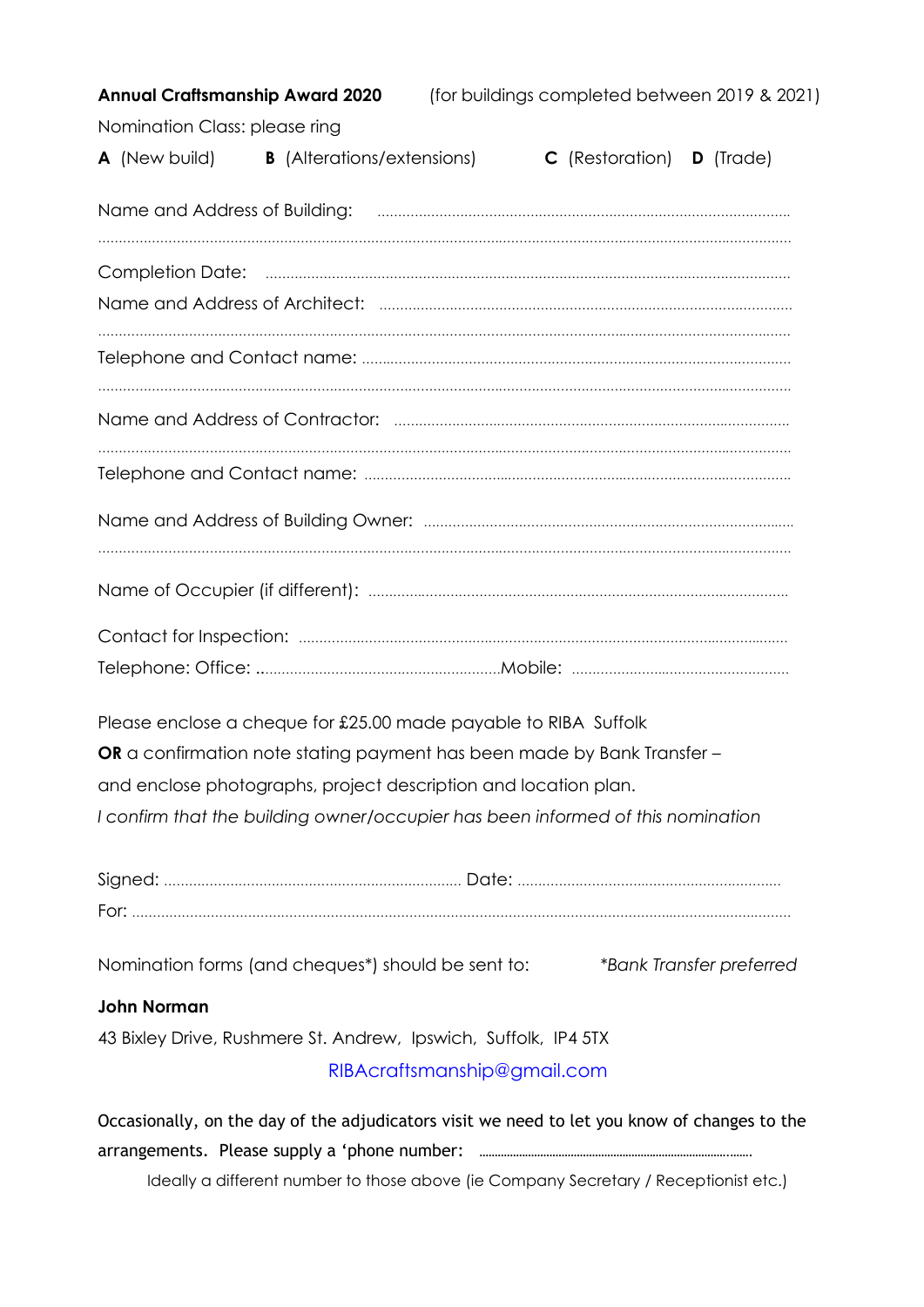**Annual Craftsmanship Award 2020** (for buildings completed between 2019 & 2021)

Nomination Class: please ring

**A** (New build) **B** (Alterations/extensions) **C** (Restoration) **D** (Trade)

Name and Address of Building: ..........................................................................................

..........................................................................................................................................

Completion Date: ..........................................................................................................

Name and Address of Architect: ......................................................................................

..........................................................................................................................................

Telephone and Contact name: ..........................................................................................

..........................................................................................................................................

Name and Address of Contractor: ....................................................................................

..........................................................................................................................................

Telephone and Contact name: ..........................................................................................

Name and Address of Building Owner: ..............................................................................

..........................................................................................................................................

Name of Occupier (if different): ........................................................................................

Contact for Inspection: ......................................................................................................

Telephone: Office: ..........................................................Mobile: ......................................................

Please enclose a cheque for £25.00 made payable to RIBA Suffolk

**OR** a confirmation note stating payment has been made by Bank Transfer –

and enclose photographs, project description and location plan.

*I confirm that the building owner/occupier has been informed of this nomination*

Signed: ........................................................................ Date: ................................................................

For: ..........................................................................................................................................

Nomination forms (and cheques*) should be sent to: *\*Bank Transfer preferred*

**John Norman**

43 Bixley Drive, Rushmere St. Andrew, Ipswich, Suffolk, IP4 5TX

RIBAcraftsmanship@gmail.com

Occasionally, on the day of the adjudicators visit we need to let you know of changes to the arrangements. Please supply a 'phone number: ..............................................................

Ideally a different number to those above (ie Company Secretary / Receptionist etc.)